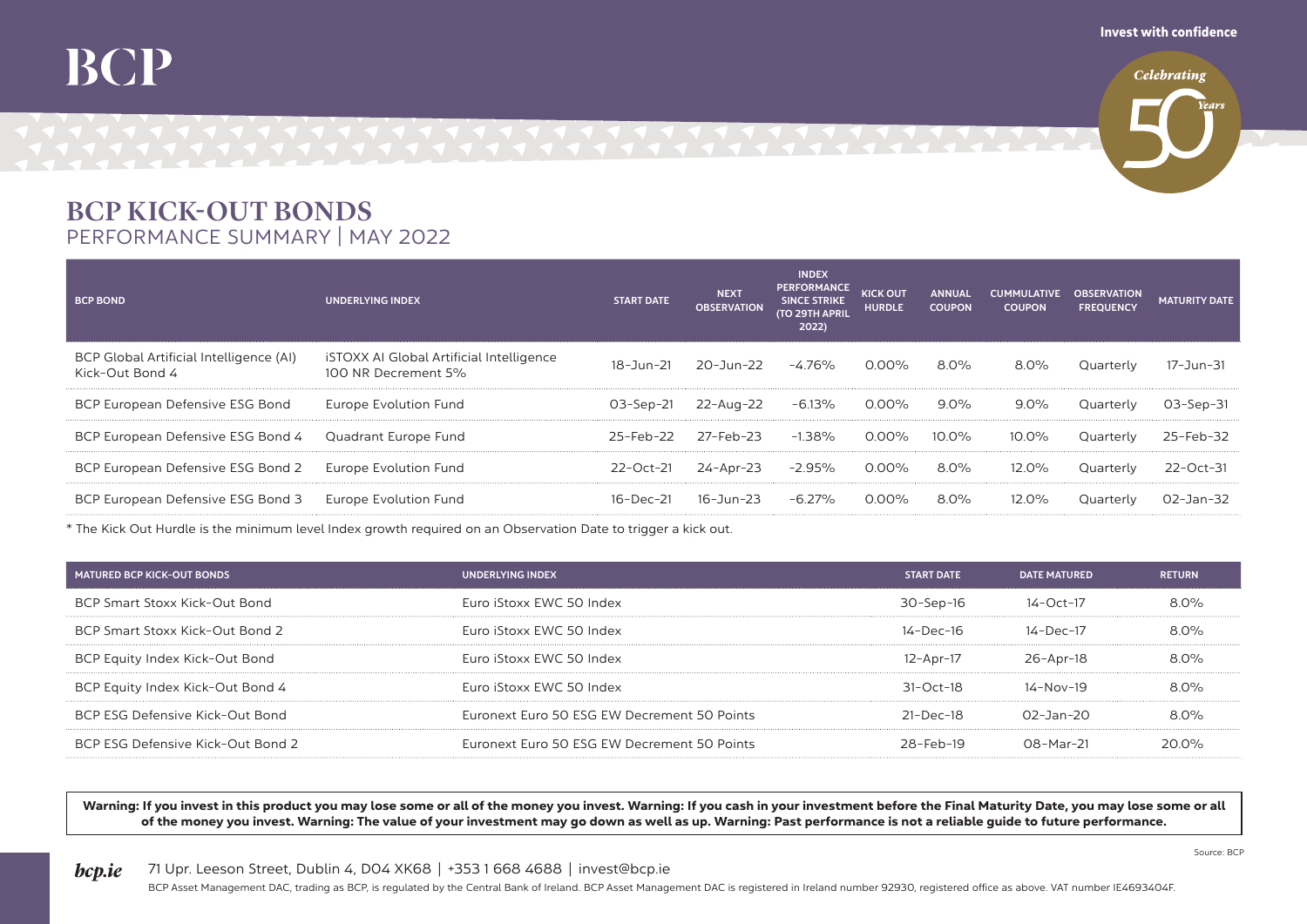# BCP

Invest with confidence

Celebrating 50 Years

## BCP KICK-OUT BONDS
### PERFORMANCE SUMMARY | MAY 2022

| BCP BOND | UNDERLYING INDEX | START DATE | NEXT OBSERVATION | INDEX PERFORMANCE SINCE STRIKE (TO 29TH APRIL 2022) | KICK OUT HURDLE | ANNUAL COUPON | CUMMULATIVE COUPON | OBSERVATION FREQUENCY | MATURITY DATE |
|---|---|---|---|---|---|---|---|---|---|
| BCP Global Artificial Intelligence (AI) Kick-Out Bond 4 | iSTOXX AI Global Artificial Intelligence 100 NR Decrement 5% | 18-Jun-21 | 20-Jun-22 | -4.76% | 0.00% | 8.0% | 8.0% | Quarterly | 17-Jun-31 |
| BCP European Defensive ESG Bond | Europe Evolution Fund | 03-Sep-21 | 22-Aug-22 | -6.13% | 0.00% | 9.0% | 9.0% | Quarterly | 03-Sep-31 |
| BCP European Defensive ESG Bond 4 | Quadrant Europe Fund | 25-Feb-22 | 27-Feb-23 | -1.38% | 0.00% | 10.0% | 10.0% | Quarterly | 25-Feb-32 |
| BCP European Defensive ESG Bond 2 | Europe Evolution Fund | 22-Oct-21 | 24-Apr-23 | -2.95% | 0.00% | 8.0% | 12.0% | Quarterly | 22-Oct-31 |
| BCP European Defensive ESG Bond 3 | Europe Evolution Fund | 16-Dec-21 | 16-Jun-23 | -6.27% | 0.00% | 8.0% | 12.0% | Quarterly | 02-Jan-32 |

* The Kick Out Hurdle is the minimum level Index growth required on an Observation Date to trigger a kick out.

| MATURED BCP KICK-OUT BONDS | UNDERLYING INDEX | START DATE | DATE MATURED | RETURN |
|---|---|---|---|---|
| BCP Smart Stoxx Kick-Out Bond | Euro iStoxx EWC 50 Index | 30-Sep-16 | 14-Oct-17 | 8.0% |
| BCP Smart Stoxx Kick-Out Bond 2 | Euro iStoxx EWC 50 Index | 14-Dec-16 | 14-Dec-17 | 8.0% |
| BCP Equity Index Kick-Out Bond | Euro iStoxx EWC 50 Index | 12-Apr-17 | 26-Apr-18 | 8.0% |
| BCP Equity Index Kick-Out Bond 4 | Euro iStoxx EWC 50 Index | 31-Oct-18 | 14-Nov-19 | 8.0% |
| BCP ESG Defensive Kick-Out Bond | Euronext Euro 50 ESG EW Decrement 50 Points | 21-Dec-18 | 02-Jan-20 | 8.0% |
| BCP ESG Defensive Kick-Out Bond 2 | Euronext Euro 50 ESG EW Decrement 50 Points | 28-Feb-19 | 08-Mar-21 | 20.0% |

**Warning: If you invest in this product you may lose some or all of the money you invest. Warning: If you cash in your investment before the Final Maturity Date, you may lose some or all of the money you invest. Warning: The value of your investment may go down as well as up. Warning: Past performance is not a reliable guide to future performance.**

Source: BCP

*bcp.ie* 71 Upr. Leeson Street, Dublin 4, D04 XK68 | +353 1 668 4688 | invest@bcp.ie

BCP Asset Management DAC, trading as BCP, is regulated by the Central Bank of Ireland. BCP Asset Management DAC is registered in Ireland number 92930, registered office as above. VAT number IE4693404F.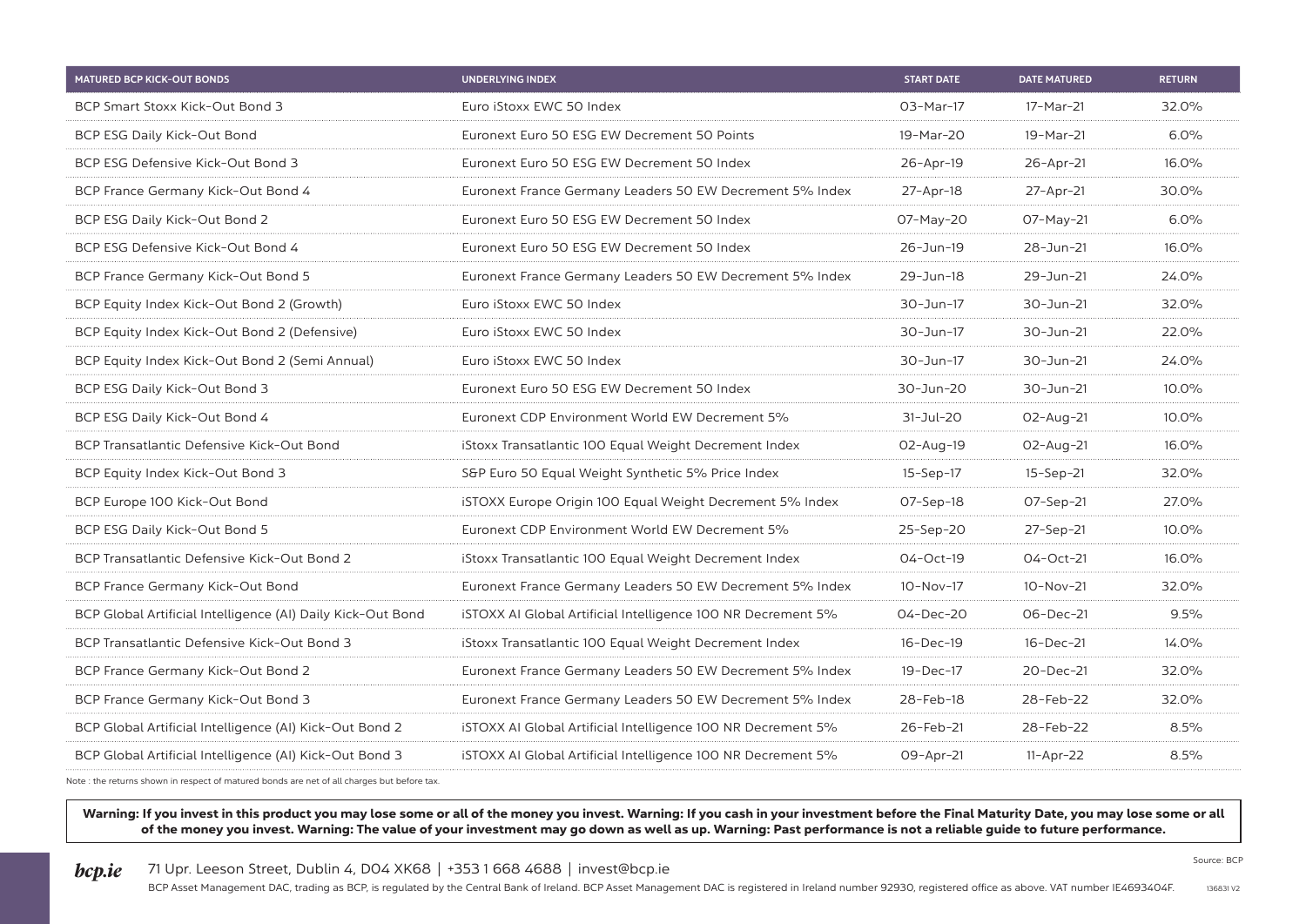| MATURED BCP KICK-OUT BONDS | UNDERLYING INDEX | START DATE | DATE MATURED | RETURN |
|---|---|---|---|---|
| BCP Smart Stoxx Kick-Out Bond 3 | Euro iStoxx EWC 50 Index | 03-Mar-17 | 17-Mar-21 | 32.0% |
| BCP ESG Daily Kick-Out Bond | Euronext Euro 50 ESG EW Decrement 50 Points | 19-Mar-20 | 19-Mar-21 | 6.0% |
| BCP ESG Defensive Kick-Out Bond 3 | Euronext Euro 50 ESG EW Decrement 50 Index | 26-Apr-19 | 26-Apr-21 | 16.0% |
| BCP France Germany Kick-Out Bond 4 | Euronext France Germany Leaders 50 EW Decrement 5% Index | 27-Apr-18 | 27-Apr-21 | 30.0% |
| BCP ESG Daily Kick-Out Bond 2 | Euronext Euro 50 ESG EW Decrement 50 Index | 07-May-20 | 07-May-21 | 6.0% |
| BCP ESG Defensive Kick-Out Bond 4 | Euronext Euro 50 ESG EW Decrement 50 Index | 26-Jun-19 | 28-Jun-21 | 16.0% |
| BCP France Germany Kick-Out Bond 5 | Euronext France Germany Leaders 50 EW Decrement 5% Index | 29-Jun-18 | 29-Jun-21 | 24.0% |
| BCP Equity Index Kick-Out Bond 2 (Growth) | Euro iStoxx EWC 50 Index | 30-Jun-17 | 30-Jun-21 | 32.0% |
| BCP Equity Index Kick-Out Bond 2 (Defensive) | Euro iStoxx EWC 50 Index | 30-Jun-17 | 30-Jun-21 | 22.0% |
| BCP Equity Index Kick-Out Bond 2 (Semi Annual) | Euro iStoxx EWC 50 Index | 30-Jun-17 | 30-Jun-21 | 24.0% |
| BCP ESG Daily Kick-Out Bond 3 | Euronext Euro 50 ESG EW Decrement 50 Index | 30-Jun-20 | 30-Jun-21 | 10.0% |
| BCP ESG Daily Kick-Out Bond 4 | Euronext CDP Environment World EW Decrement 5% | 31-Jul-20 | 02-Aug-21 | 10.0% |
| BCP Transatlantic Defensive Kick-Out Bond | iStoxx Transatlantic 100 Equal Weight Decrement Index | 02-Aug-19 | 02-Aug-21 | 16.0% |
| BCP Equity Index Kick-Out Bond 3 | S&P Euro 50 Equal Weight Synthetic 5% Price Index | 15-Sep-17 | 15-Sep-21 | 32.0% |
| BCP Europe 100 Kick-Out Bond | iSTOXX Europe Origin 100 Equal Weight Decrement 5% Index | 07-Sep-18 | 07-Sep-21 | 27.0% |
| BCP ESG Daily Kick-Out Bond 5 | Euronext CDP Environment World EW Decrement 5% | 25-Sep-20 | 27-Sep-21 | 10.0% |
| BCP Transatlantic Defensive Kick-Out Bond 2 | iStoxx Transatlantic 100 Equal Weight Decrement Index | 04-Oct-19 | 04-Oct-21 | 16.0% |
| BCP France Germany Kick-Out Bond | Euronext France Germany Leaders 50 EW Decrement 5% Index | 10-Nov-17 | 10-Nov-21 | 32.0% |
| BCP Global Artificial Intelligence (AI) Daily Kick-Out Bond | iSTOXX AI Global Artificial Intelligence 100 NR Decrement 5% | 04-Dec-20 | 06-Dec-21 | 9.5% |
| BCP Transatlantic Defensive Kick-Out Bond 3 | iStoxx Transatlantic 100 Equal Weight Decrement Index | 16-Dec-19 | 16-Dec-21 | 14.0% |
| BCP France Germany Kick-Out Bond 2 | Euronext France Germany Leaders 50 EW Decrement 5% Index | 19-Dec-17 | 20-Dec-21 | 32.0% |
| BCP France Germany Kick-Out Bond 3 | Euronext France Germany Leaders 50 EW Decrement 5% Index | 28-Feb-18 | 28-Feb-22 | 32.0% |
| BCP Global Artificial Intelligence (AI) Kick-Out Bond 2 | iSTOXX AI Global Artificial Intelligence 100 NR Decrement 5% | 26-Feb-21 | 28-Feb-22 | 8.5% |
| BCP Global Artificial Intelligence (AI) Kick-Out Bond 3 | iSTOXX AI Global Artificial Intelligence 100 NR Decrement 5% | 09-Apr-21 | 11-Apr-22 | 8.5% |

Note : the returns shown in respect of matured bonds are net of all charges but before tax.

**Warning: If you invest in this product you may lose some or all of the money you invest. Warning: If you cash in your investment before the Final Maturity Date, you may lose some or all of the money you invest. Warning: The value of your investment may go down as well as up. Warning: Past performance is not a reliable guide to future performance.**

Source: BCP

*bcp.ie* 71 Upr. Leeson Street, Dublin 4, D04 XK68 | +353 1 668 4688 | invest@bcp.ie

BCP Asset Management DAC, trading as BCP, is regulated by the Central Bank of Ireland. BCP Asset Management DAC is registered in Ireland number 92930, registered office as above. VAT number IE4693404F. 13683I V2